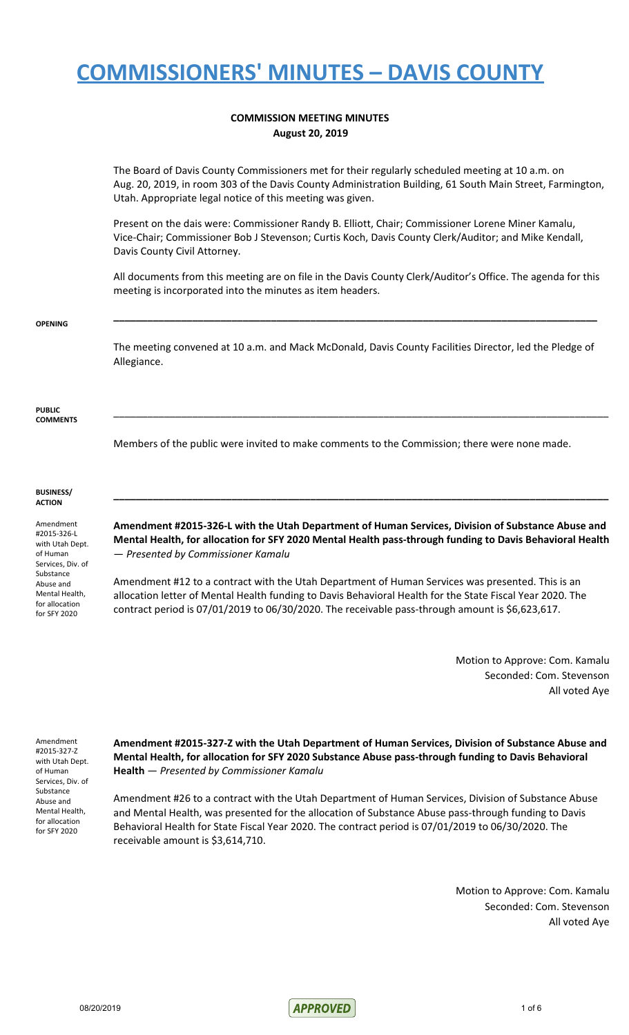# COMMISSIONERS' MINUTES – DAVIS COUNTY

**COMMISSION MEETING MINUTES**
**August 20, 2019**

The Board of Davis County Commissioners met for their regularly scheduled meeting at 10 a.m. on Aug. 20, 2019, in room 303 of the Davis County Administration Building, 61 South Main Street, Farmington, Utah. Appropriate legal notice of this meeting was given.

Present on the dais were: Commissioner Randy B. Elliott, Chair; Commissioner Lorene Miner Kamalu, Vice-Chair; Commissioner Bob J Stevenson; Curtis Koch, Davis County Clerk/Auditor; and Mike Kendall, Davis County Civil Attorney.

All documents from this meeting are on file in the Davis County Clerk/Auditor's Office. The agenda for this meeting is incorporated into the minutes as item headers.

**OPENING**

The meeting convened at 10 a.m. and Mack McDonald, Davis County Facilities Director, led the Pledge of Allegiance.

**PUBLIC COMMENTS**

Members of the public were invited to make comments to the Commission; there were none made.

**BUSINESS/ ACTION**

*Amendment #2015-326-L with Utah Dept. of Human Services, Div. of Substance Abuse and Mental Health, for allocation for SFY 2020*

**Amendment #2015-326-L with the Utah Department of Human Services, Division of Substance Abuse and Mental Health, for allocation for SFY 2020 Mental Health pass-through funding to Davis Behavioral Health** — *Presented by Commissioner Kamalu*

Amendment #12 to a contract with the Utah Department of Human Services was presented. This is an allocation letter of Mental Health funding to Davis Behavioral Health for the State Fiscal Year 2020. The contract period is 07/01/2019 to 06/30/2020. The receivable pass-through amount is $6,623,617.

Motion to Approve: Com. Kamalu
Seconded: Com. Stevenson
All voted Aye

*Amendment #2015-327-Z with Utah Dept. of Human Services, Div. of Substance Abuse and Mental Health, for allocation for SFY 2020*

**Amendment #2015-327-Z with the Utah Department of Human Services, Division of Substance Abuse and Mental Health, for allocation for SFY 2020 Substance Abuse pass-through funding to Davis Behavioral Health** — *Presented by Commissioner Kamalu*

Amendment #26 to a contract with the Utah Department of Human Services, Division of Substance Abuse and Mental Health, was presented for the allocation of Substance Abuse pass-through funding to Davis Behavioral Health for State Fiscal Year 2020. The contract period is 07/01/2019 to 06/30/2020. The receivable amount is $3,614,710.

Motion to Approve: Com. Kamalu
Seconded: Com. Stevenson
All voted Aye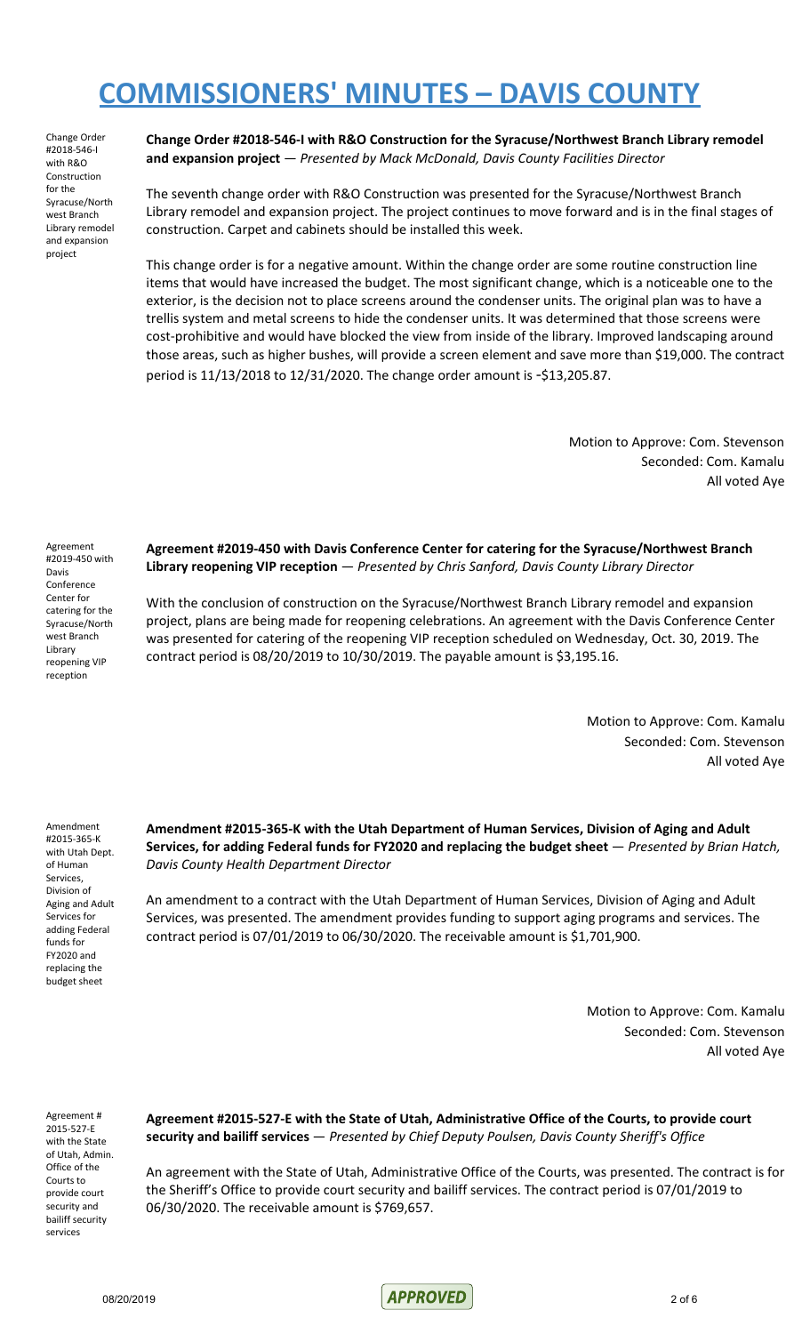# COMMISSIONERS' MINUTES – DAVIS COUNTY

Change Order #2018-546-I with R&O Construction for the Syracuse/Northwest Branch Library remodel and expansion project

**Change Order #2018-546-I with R&O Construction for the Syracuse/Northwest Branch Library remodel and expansion project** — *Presented by Mack McDonald, Davis County Facilities Director*

The seventh change order with R&O Construction was presented for the Syracuse/Northwest Branch Library remodel and expansion project. The project continues to move forward and is in the final stages of construction. Carpet and cabinets should be installed this week.

This change order is for a negative amount. Within the change order are some routine construction line items that would have increased the budget. The most significant change, which is a noticeable one to the exterior, is the decision not to place screens around the condenser units. The original plan was to have a trellis system and metal screens to hide the condenser units. It was determined that those screens were cost-prohibitive and would have blocked the view from inside of the library. Improved landscaping around those areas, such as higher bushes, will provide a screen element and save more than $19,000. The contract period is 11/13/2018 to 12/31/2020. The change order amount is -$13,205.87.

Motion to Approve: Com. Stevenson
Seconded: Com. Kamalu
All voted Aye

Agreement #2019-450 with Davis Conference Center for catering for the Syracuse/Northwest Branch Library reopening VIP reception

**Agreement #2019-450 with Davis Conference Center for catering for the Syracuse/Northwest Branch Library reopening VIP reception** — *Presented by Chris Sanford, Davis County Library Director*

With the conclusion of construction on the Syracuse/Northwest Branch Library remodel and expansion project, plans are being made for reopening celebrations. An agreement with the Davis Conference Center was presented for catering of the reopening VIP reception scheduled on Wednesday, Oct. 30, 2019. The contract period is 08/20/2019 to 10/30/2019. The payable amount is $3,195.16.

Motion to Approve: Com. Kamalu
Seconded: Com. Stevenson
All voted Aye

Amendment #2015-365-K with Utah Dept. of Human Services, Division of Aging and Adult Services for adding Federal funds for FY2020 and replacing the budget sheet

**Amendment #2015-365-K with the Utah Department of Human Services, Division of Aging and Adult Services, for adding Federal funds for FY2020 and replacing the budget sheet** — *Presented by Brian Hatch, Davis County Health Department Director*

An amendment to a contract with the Utah Department of Human Services, Division of Aging and Adult Services, was presented. The amendment provides funding to support aging programs and services. The contract period is 07/01/2019 to 06/30/2020. The receivable amount is $1,701,900.

Motion to Approve: Com. Kamalu
Seconded: Com. Stevenson
All voted Aye

Agreement # 2015-527-E with the State of Utah, Admin. Office of the Courts to provide court security and bailiff security services

**Agreement #2015-527-E with the State of Utah, Administrative Office of the Courts, to provide court security and bailiff services** — *Presented by Chief Deputy Poulsen, Davis County Sheriff's Office*

An agreement with the State of Utah, Administrative Office of the Courts, was presented. The contract is for the Sheriff's Office to provide court security and bailiff services. The contract period is 07/01/2019 to 06/30/2020. The receivable amount is $769,657.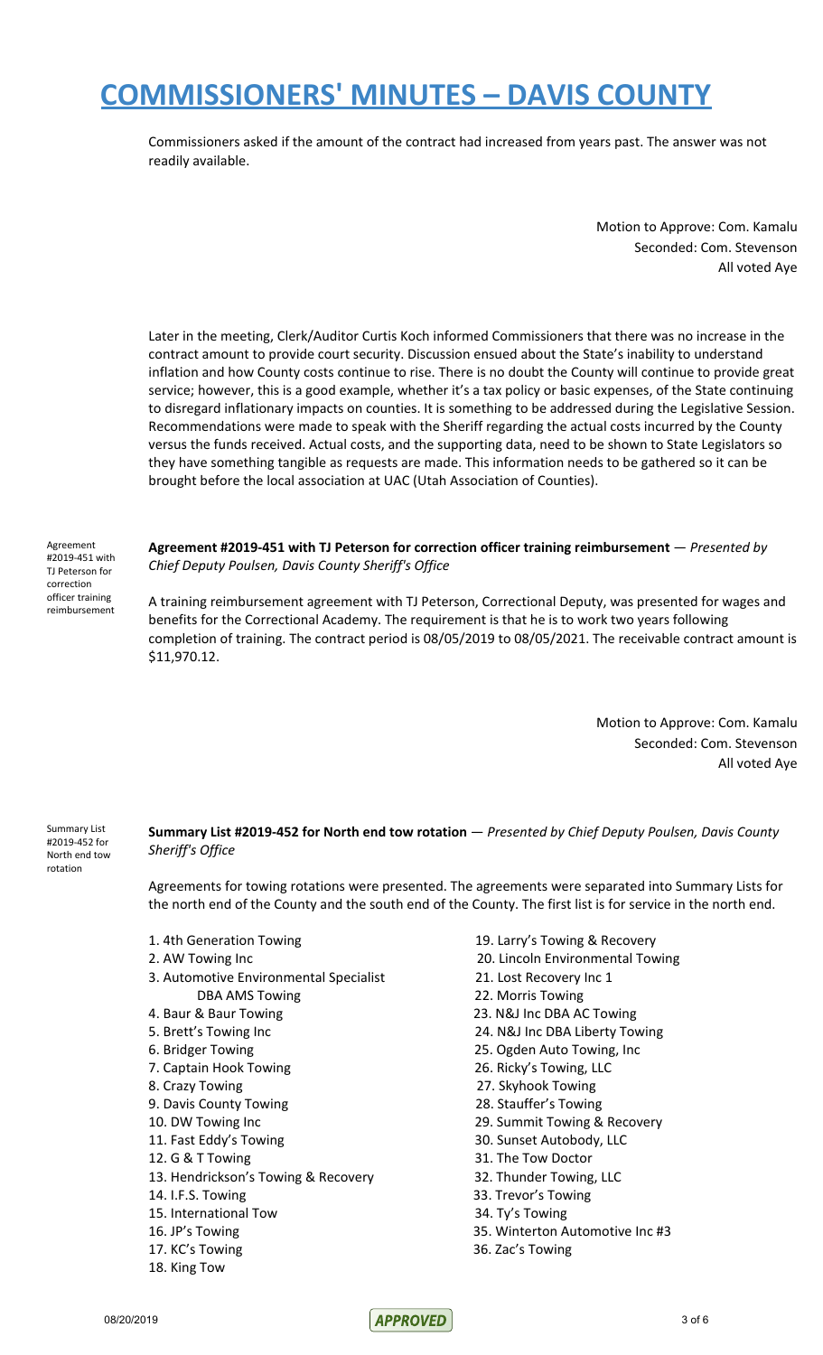Commissioners asked if the amount of the contract had increased from years past. The answer was not readily available.

Motion to Approve: Com. Kamalu
Seconded: Com. Stevenson
All voted Aye

Later in the meeting, Clerk/Auditor Curtis Koch informed Commissioners that there was no increase in the contract amount to provide court security. Discussion ensued about the State's inability to understand inflation and how County costs continue to rise. There is no doubt the County will continue to provide great service; however, this is a good example, whether it's a tax policy or basic expenses, of the State continuing to disregard inflationary impacts on counties. It is something to be addressed during the Legislative Session. Recommendations were made to speak with the Sheriff regarding the actual costs incurred by the County versus the funds received. Actual costs, and the supporting data, need to be shown to State Legislators so they have something tangible as requests are made. This information needs to be gathered so it can be brought before the local association at UAC (Utah Association of Counties).

Agreement #2019-451 with TJ Peterson for correction officer training reimbursement

**Agreement #2019-451 with TJ Peterson for correction officer training reimbursement** — *Presented by Chief Deputy Poulsen, Davis County Sheriff's Office*

A training reimbursement agreement with TJ Peterson, Correctional Deputy, was presented for wages and benefits for the Correctional Academy. The requirement is that he is to work two years following completion of training. The contract period is 08/05/2019 to 08/05/2021. The receivable contract amount is $11,970.12.

Motion to Approve: Com. Kamalu
Seconded: Com. Stevenson
All voted Aye

Summary List #2019-452 for North end tow rotation

**Summary List #2019-452 for North end tow rotation** — *Presented by Chief Deputy Poulsen, Davis County Sheriff's Office*

Agreements for towing rotations were presented. The agreements were separated into Summary Lists for the north end of the County and the south end of the County. The first list is for service in the north end.

1. 4th Generation Towing
2. AW Towing Inc
3. Automotive Environmental Specialist DBA AMS Towing
4. Baur & Baur Towing
5. Brett's Towing Inc
6. Bridger Towing
7. Captain Hook Towing
8. Crazy Towing
9. Davis County Towing
10. DW Towing Inc
11. Fast Eddy's Towing
12. G & T Towing
13. Hendrickson's Towing & Recovery
14. I.F.S. Towing
15. International Tow
16. JP's Towing
17. KC's Towing
18. King Tow
19. Larry's Towing & Recovery
20. Lincoln Environmental Towing
21. Lost Recovery Inc 1
22. Morris Towing
23. N&J Inc DBA AC Towing
24. N&J Inc DBA Liberty Towing
25. Ogden Auto Towing, Inc
26. Ricky's Towing, LLC
27. Skyhook Towing
28. Stauffer's Towing
29. Summit Towing & Recovery
30. Sunset Autobody, LLC
31. The Tow Doctor
32. Thunder Towing, LLC
33. Trevor's Towing
34. Ty's Towing
35. Winterton Automotive Inc #3
36. Zac's Towing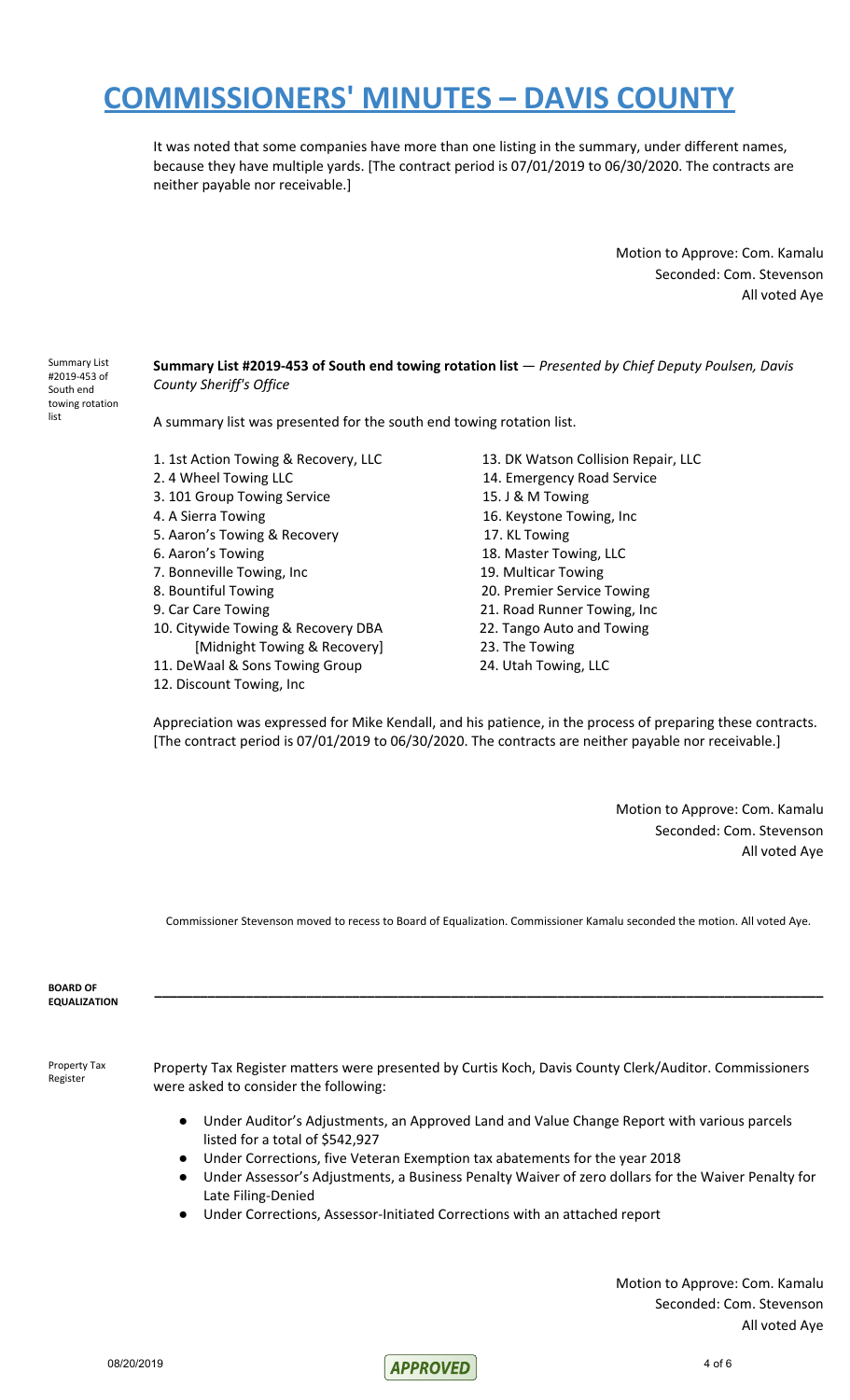# COMMISSIONERS' MINUTES – DAVIS COUNTY

It was noted that some companies have more than one listing in the summary, under different names, because they have multiple yards. [The contract period is 07/01/2019 to 06/30/2020. The contracts are neither payable nor receivable.]

Motion to Approve: Com. Kamalu
Seconded: Com. Stevenson
All voted Aye

Summary List #2019-453 of South end towing rotation list

**Summary List #2019-453 of South end towing rotation list** — *Presented by Chief Deputy Poulsen, Davis County Sheriff's Office*

A summary list was presented for the south end towing rotation list.

1. 1st Action Towing & Recovery, LLC
2. 4 Wheel Towing LLC
3. 101 Group Towing Service
4. A Sierra Towing
5. Aaron's Towing & Recovery
6. Aaron's Towing
7. Bonneville Towing, Inc
8. Bountiful Towing
9. Car Care Towing
10. Citywide Towing & Recovery DBA [Midnight Towing & Recovery]
11. DeWaal & Sons Towing Group
12. Discount Towing, Inc
13. DK Watson Collision Repair, LLC
14. Emergency Road Service
15. J & M Towing
16. Keystone Towing, Inc
17. KL Towing
18. Master Towing, LLC
19. Multicar Towing
20. Premier Service Towing
21. Road Runner Towing, Inc
22. Tango Auto and Towing
23. The Towing
24. Utah Towing, LLC

Appreciation was expressed for Mike Kendall, and his patience, in the process of preparing these contracts. [The contract period is 07/01/2019 to 06/30/2020. The contracts are neither payable nor receivable.]

Motion to Approve: Com. Kamalu
Seconded: Com. Stevenson
All voted Aye

Commissioner Stevenson moved to recess to Board of Equalization. Commissioner Kamalu seconded the motion. All voted Aye.

**BOARD OF EQUALIZATION**

---

Property Tax Register

Property Tax Register matters were presented by Curtis Koch, Davis County Clerk/Auditor. Commissioners were asked to consider the following:

- Under Auditor's Adjustments, an Approved Land and Value Change Report with various parcels listed for a total of $542,927
- Under Corrections, five Veteran Exemption tax abatements for the year 2018
- Under Assessor's Adjustments, a Business Penalty Waiver of zero dollars for the Waiver Penalty for Late Filing-Denied
- Under Corrections, Assessor-Initiated Corrections with an attached report

Motion to Approve: Com. Kamalu
Seconded: Com. Stevenson
All voted Aye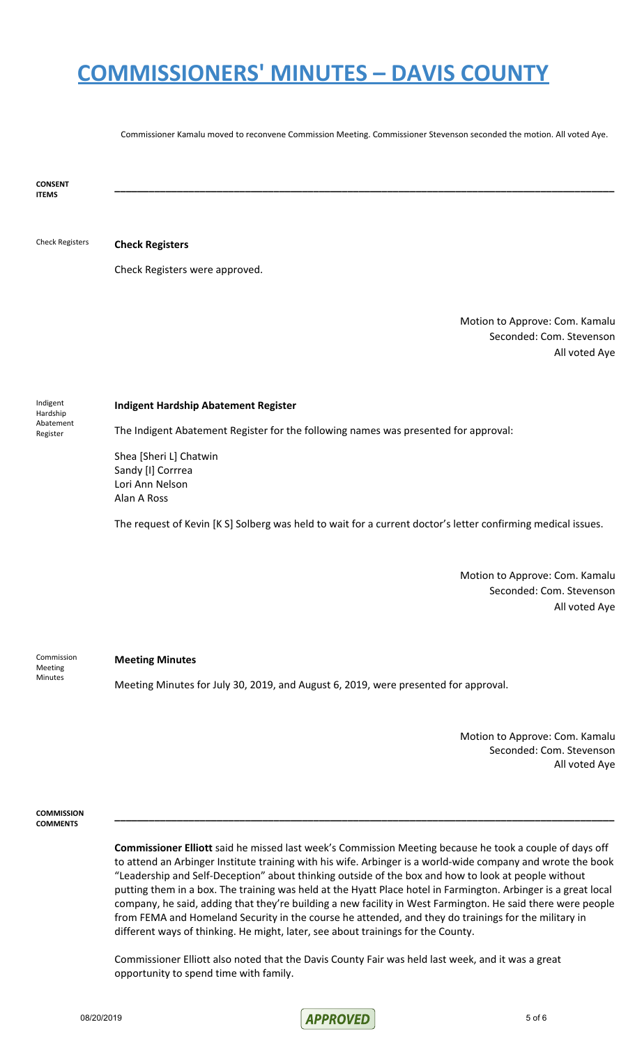Commissioner Kamalu moved to reconvene Commission Meeting. Commissioner Stevenson seconded the motion. All voted Aye.

**CONSENT ITEMS**

---

Check Registers

**Check Registers**

Check Registers were approved.

Motion to Approve: Com. Kamalu
Seconded: Com. Stevenson
All voted Aye

Indigent Hardship Abatement Register

**Indigent Hardship Abatement Register**

The Indigent Abatement Register for the following names was presented for approval:

Shea [Sheri L] Chatwin
Sandy [I] Corrrea
Lori Ann Nelson
Alan A Ross

The request of Kevin [K S] Solberg was held to wait for a current doctor's letter confirming medical issues.

Motion to Approve: Com. Kamalu
Seconded: Com. Stevenson
All voted Aye

Commission Meeting Minutes

**Meeting Minutes**

Meeting Minutes for July 30, 2019, and August 6, 2019, were presented for approval.

Motion to Approve: Com. Kamalu
Seconded: Com. Stevenson
All voted Aye

**COMMISSION COMMENTS**

---

**Commissioner Elliott** said he missed last week's Commission Meeting because he took a couple of days off to attend an Arbinger Institute training with his wife. Arbinger is a world-wide company and wrote the book "Leadership and Self-Deception" about thinking outside of the box and how to look at people without putting them in a box. The training was held at the Hyatt Place hotel in Farmington. Arbinger is a great local company, he said, adding that they're building a new facility in West Farmington. He said there were people from FEMA and Homeland Security in the course he attended, and they do trainings for the military in different ways of thinking. He might, later, see about trainings for the County.

Commissioner Elliott also noted that the Davis County Fair was held last week, and it was a great opportunity to spend time with family.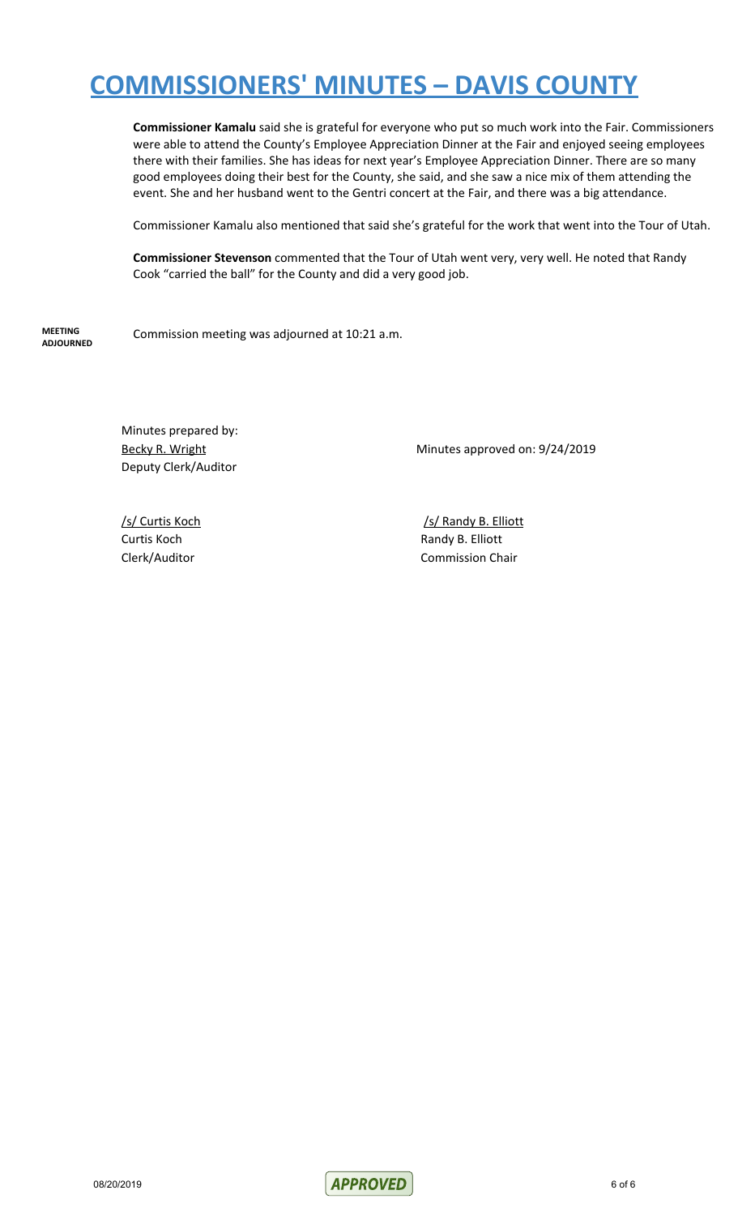**Commissioner Kamalu** said she is grateful for everyone who put so much work into the Fair. Commissioners were able to attend the County's Employee Appreciation Dinner at the Fair and enjoyed seeing employees there with their families. She has ideas for next year's Employee Appreciation Dinner. There are so many good employees doing their best for the County, she said, and she saw a nice mix of them attending the event. She and her husband went to the Gentri concert at the Fair, and there was a big attendance.

Commissioner Kamalu also mentioned that said she's grateful for the work that went into the Tour of Utah.

**Commissioner Stevenson** commented that the Tour of Utah went very, very well. He noted that Randy Cook "carried the ball" for the County and did a very good job.

**MEETING ADJOURNED**

Commission meeting was adjourned at 10:21 a.m.

Minutes prepared by:
Becky R. Wright
Deputy Clerk/Auditor

Minutes approved on: 9/24/2019

/s/ Curtis Koch
Curtis Koch
Clerk/Auditor

/s/ Randy B. Elliott
Randy B. Elliott
Commission Chair